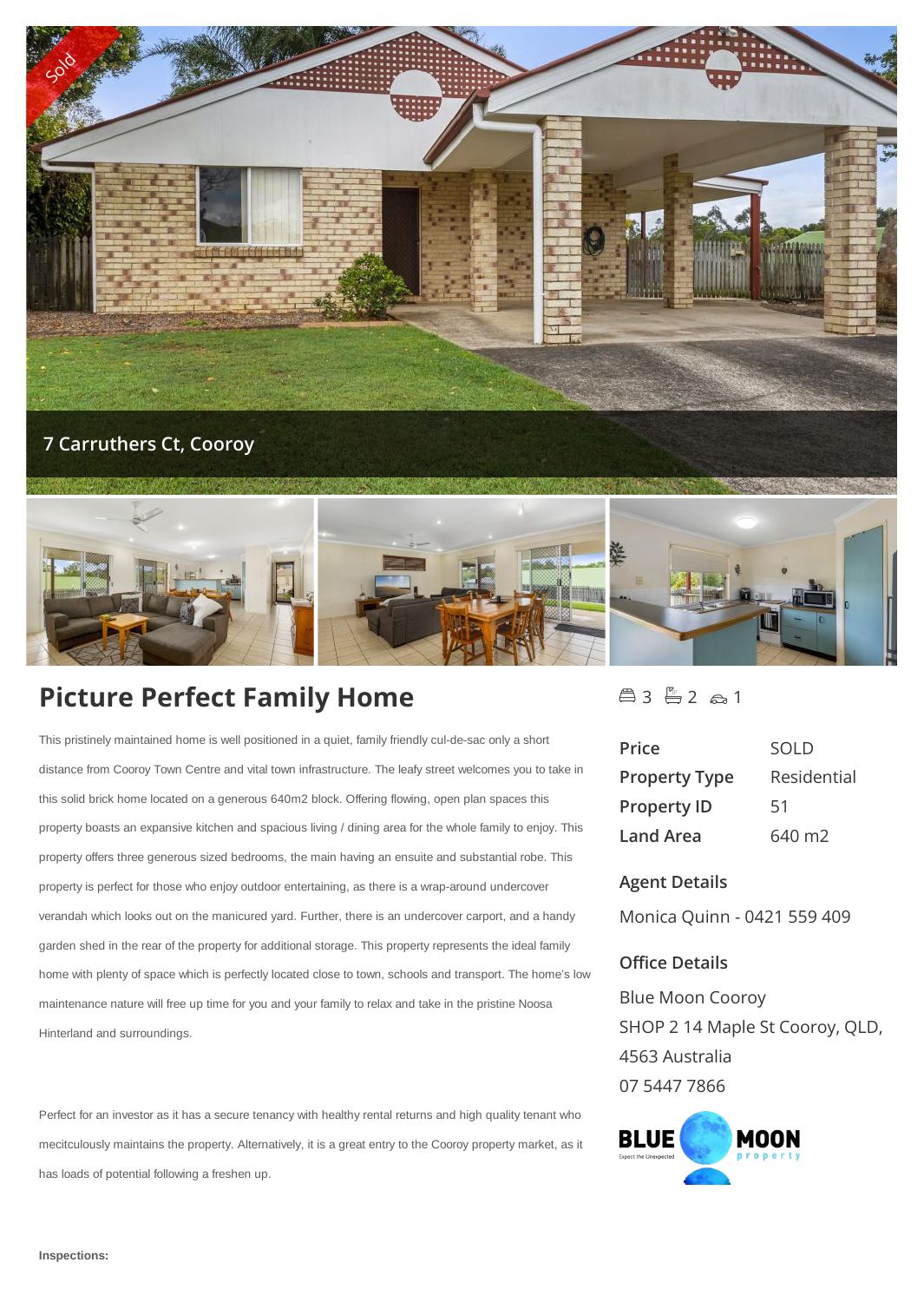Sold

7 Carruthers Ct, Cooroy

# Picture Perfect Family Home

3 2 1

This pristinely maintained home is well positioned in a quiet, family friendly cul-de-sac only a short distance from Cooroy Town Centre and vital town infrastructure. The leafy street welcomes you to take in this solid brick home located on a generous 640m2 block. Offering flowing, open plan spaces this property boasts an expansive kitchen and spacious living / dining area for the whole family to enjoy. This property offers three generous sized bedrooms, the main having an ensuite and substantial robe. This property is perfect for those who enjoy outdoor entertaining, as there is a wrap-around undercover verandah which looks out on the manicured yard. Further, there is an undercover carport, and a handy garden shed in the rear of the property for additional storage. This property represents the ideal family home with plenty of space which is perfectly located close to town, schools and transport. The home's low maintenance nature will free up time for you and your family to relax and take in the pristine Noosa Hinterland and surroundings.

Perfect for an investor as it has a secure tenancy with healthy rental returns and high quality tenant who mecitculously maintains the property. Alternatively, it is a great entry to the Cooroy property market, as it has loads of potential following a freshen up.

| | |
|---|---|
| **Price** | SOLD |
| **Property Type** | Residential |
| **Property ID** | 51 |
| **Land Area** | 640 m2 |

### Agent Details

Monica Quinn - 0421 559 409

### Office Details

Blue Moon Cooroy
SHOP 2 14 Maple St Cooroy, QLD, 4563 Australia
07 5447 7866

**Inspections:**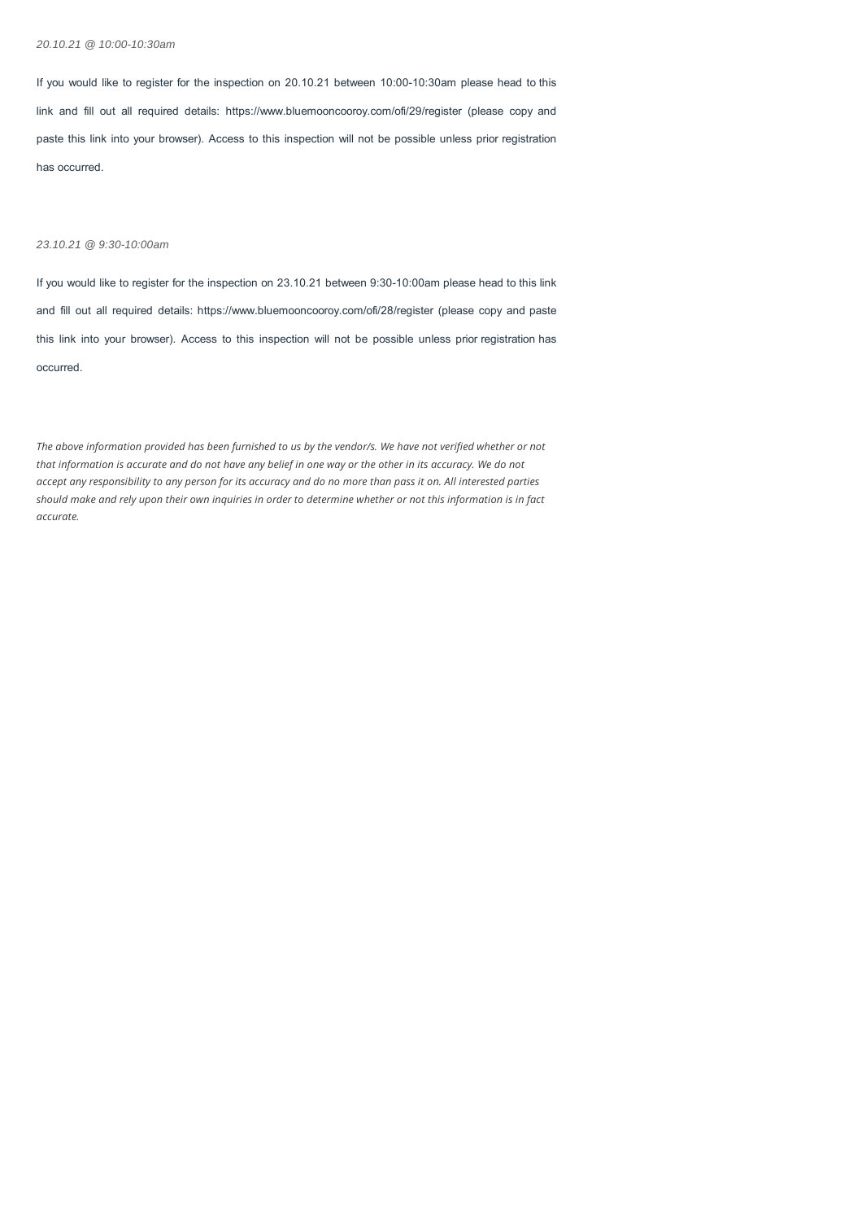*20.10.21 @ 10:00-10:30am*

If you would like to register for the inspection on 20.10.21 between 10:00-10:30am please head to this link and fill out all required details: https://www.bluemooncooroy.com/ofi/29/register (please copy and paste this link into your browser). Access to this inspection will not be possible unless prior registration has occurred.

*23.10.21 @ 9:30-10:00am*

If you would like to register for the inspection on 23.10.21 between 9:30-10:00am please head to this link and fill out all required details: https://www.bluemooncooroy.com/ofi/28/register (please copy and paste this link into your browser). Access to this inspection will not be possible unless prior registration has occurred.

*The above information provided has been furnished to us by the vendor/s. We have not verified whether or not that information is accurate and do not have any belief in one way or the other in its accuracy. We do not accept any responsibility to any person for its accuracy and do no more than pass it on. All interested parties should make and rely upon their own inquiries in order to determine whether or not this information is in fact accurate.*